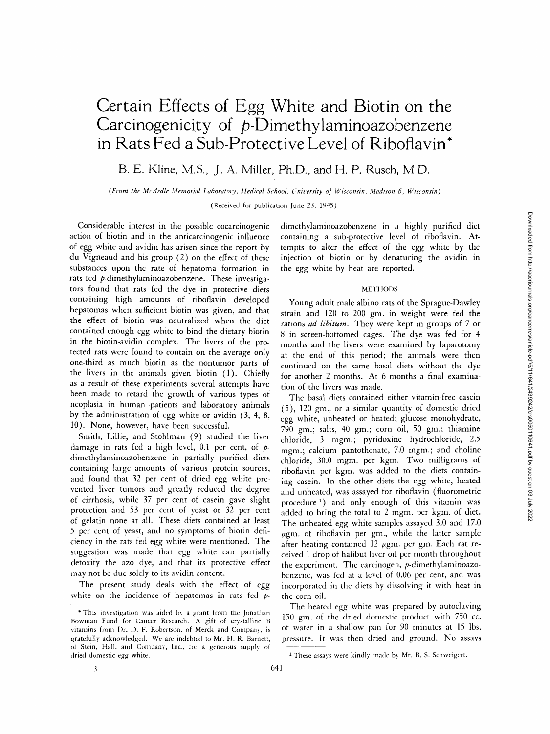# Certain Effects of Egg White and Biotin on the Carcinogenicity of *p*-Dimethylaminoazobenzene in Rats Fed a Sub-Protective Level of Riboflavin*

B. E. Kline, M.S., J. A. Miller, Ph.D., and H. P. Rusch, M.D.

*(From the McArdle Memorial Laboratory, Medical School, University of Wisconsin, Madison 6, Wisconsin)*

(Received for publication June 23, 1945)

Considerable interest in the possible cocarcinogenic action of biotin and in the anticarcinogenic influence of egg white and avidin has arisen since the report by du Vigneaud and his group (2) on the effect of these substances upon the rate of hepatoma formation in rats fed *p*-dimethylaminoazobenzene. These investigators found that rats fed the dye in protective diets containing high amounts of riboflavin developed hepatomas when sufficient biotin was given, and that the effect of biotin was neutralized when the diet contained enough egg white to bind the dietary biotin in the biotin-avidin complex. The livers of the protected rats were found to contain on the average only one-third as much biotin as the nontumor parts of the livers in the animals given biotin (1). Chiefly as a result of these experiments several attempts have been made to retard the growth of various types of neoplasia in human patients and laboratory animals by the administration of egg white or avidin (3, 4, 8, 10). None, however, have been successful.

Smith, Lillie, and Stohlman (9) studied the liver damage in rats fed a high level, 0.1 per cent, of *p*-dimethylaminoazobenzene in partially purified diets containing large amounts of various protein sources, and found that 32 per cent of dried egg white prevented liver tumors and greatly reduced the degree of cirrhosis, while 37 per cent of casein gave slight protection and 53 per cent of yeast or 32 per cent of gelatin none at all. These diets contained at least 5 per cent of yeast, and no symptoms of biotin deficiency in the rats fed egg white were mentioned. The suggestion was made that egg white can partially detoxify the azo dye, and that its protective effect may not be due solely to its avidin content.

The present study deals with the effect of egg white on the incidence of hepatomas in rats fed *p*-dimethylaminoazobenzene in a highly purified diet containing a sub-protective level of riboflavin. Attempts to alter the effect of the egg white by the injection of biotin or by denaturing the avidin in the egg white by heat are reported.

## METHODS

Young adult male albino rats of the Sprague-Dawley strain and 120 to 200 gm. in weight were fed the rations *ad libitum*. They were kept in groups of 7 or 8 in screen-bottomed cages. The dye was fed for 4 months and the livers were examined by laparotomy at the end of this period; the animals were then continued on the same basal diets without the dye for another 2 months. At 6 months a final examination of the livers was made.

The basal diets contained either vitamin-free casein (5), 120 gm., or a similar quantity of domestic dried egg white, unheated or heated; glucose monohydrate, 790 gm.; salts, 40 gm.; corn oil, 50 gm.; thiamine chloride, 3 mgm.; pyridoxine hydrochloride, 2.5 mgm.; calcium pantothenate, 7.0 mgm.; and choline chloride, 30.0 mgm. per kgm. Two milligrams of riboflavin per kgm. was added to the diets containing casein. In the other diets the egg white, heated and unheated, was assayed for riboflavin (fluorometric procedure [1]) and only enough of this vitamin was added to bring the total to 2 mgm. per kgm. of diet. The unheated egg white samples assayed 3.0 and 17.0 $\mu$gm. of riboflavin per gm., while the latter sample after heating contained 12 $\mu$gm. per gm. Each rat received 1 drop of halibut liver oil per month throughout the experiment. The carcinogen, *p*-dimethylaminoazobenzene, was fed at a level of 0.06 per cent, and was incorporated in the diets by dissolving it with heat in the corn oil.

The heated egg white was prepared by autoclaving 150 gm. of the dried domestic product with 750 cc. of water in a shallow pan for 90 minutes at 15 lbs. pressure. It was then dried and ground. No assays

---

* This investigation was aided by a grant from the Jonathan Bowman Fund for Cancer Research. A gift of crystalline B vitamins from Dr. D. F. Robertson, of Merck and Company, is gratefully acknowledged. We are indebted to Mr. H. R. Barnett, of Stein, Hall, and Company, Inc., for a generous supply of dried domestic egg white.

[1] These assays were kindly made by Mr. B. S. Schweigert.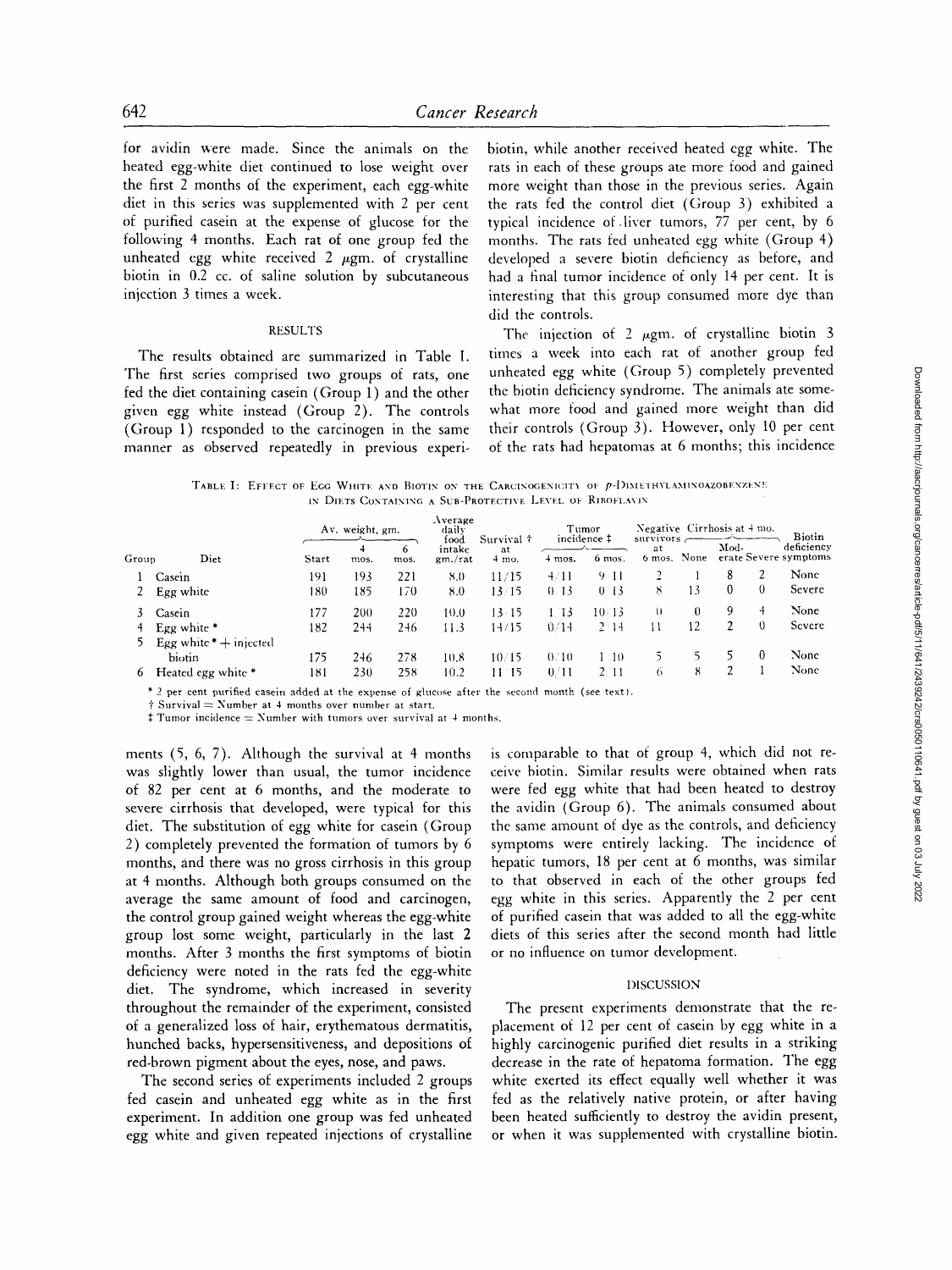for avidin were made. Since the animals on the heated egg-white diet continued to lose weight over the first 2 months of the experiment, each egg-white diet in this series was supplemented with 2 per cent of purified casein at the expense of glucose for the following 4 months. Each rat of one group fed the unheated egg white received 2 μgm. of crystalline biotin in 0.2 cc. of saline solution by subcutaneous injection 3 times a week.

## RESULTS

The results obtained are summarized in Table I. The first series comprised two groups of rats, one fed the diet containing casein (Group 1) and the other given egg white instead (Group 2). The controls (Group 1) responded to the carcinogen in the same manner as observed repeatedly in previous experiments (5, 6, 7). Although the survival at 4 months was slightly lower than usual, the tumor incidence of 82 per cent at 6 months, and the moderate to severe cirrhosis that developed, were typical for this diet. The substitution of egg white for casein (Group 2) completely prevented the formation of tumors by 6 months, and there was no gross cirrhosis in this group at 4 months. Although both groups consumed on the average the same amount of food and carcinogen, the control group gained weight whereas the egg-white group lost some weight, particularly in the last 2 months. After 3 months the first symptoms of biotin deficiency were noted in the rats fed the egg-white diet. The syndrome, which increased in severity throughout the remainder of the experiment, consisted of a generalized loss of hair, erythematous dermatitis, hunched backs, hypersensitiveness, and depositions of red-brown pigment about the eyes, nose, and paws.

The second series of experiments included 2 groups fed casein and unheated egg white as in the first experiment. In addition one group was fed unheated egg white and given repeated injections of crystalline biotin, while another received heated egg white. The rats in each of these groups ate more food and gained more weight than those in the previous series. Again the rats fed the control diet (Group 3) exhibited a typical incidence of liver tumors, 77 per cent, by 6 months. The rats fed unheated egg white (Group 4) developed a severe biotin deficiency as before, and had a final tumor incidence of only 14 per cent. It is interesting that this group consumed more dye than did the controls.

The injection of 2 μgm. of crystalline biotin 3 times a week into each rat of another group fed unheated egg white (Group 5) completely prevented the biotin deficiency syndrome. The animals ate somewhat more food and gained more weight than did their controls (Group 3). However, only 10 per cent of the rats had hepatomas at 6 months; this incidence is comparable to that of group 4, which did not receive biotin. Similar results were obtained when rats were fed egg white that had been heated to destroy the avidin (Group 6). The animals consumed about the same amount of dye as the controls, and deficiency symptoms were entirely lacking. The incidence of hepatic tumors, 18 per cent at 6 months, was similar to that observed in each of the other groups fed egg white in this series. Apparently the 2 per cent of purified casein that was added to all the egg-white diets of this series after the second month had little or no influence on tumor development.

TABLE I: EFFECT OF EGG WHITE AND BIOTIN ON THE CARCINOGENICITY OF *p*-DIMETHYLAMINOAZOBENZENE IN DIETS CONTAINING A SUB-PROTECTIVE LEVEL OF RIBOFLAVIN

| Group | Diet | Av. weight, gm. | | | Average daily food intake gm./rat | Survival † at 4 mo. | Tumor incidence ‡ | | Negative survivors at 6 mos. | Cirrhosis at 4 mo. | | | Biotin deficiency symptoms |
|---|---|---|---|---|---|---|---|---|---|---|---|---|---|
| | | Start | 4 mos. | 6 mos. | | | 4 mos. | 6 mos. | | None | Moderate | Severe | |
| 1 | Casein | 191 | 193 | 221 | 8.0 | 11/15 | 4/11 | 9/11 | 2 | 1 | 8 | 2 | None |
| 2 | Egg white | 180 | 185 | 170 | 8.0 | 13/15 | 0/13 | 0/13 | 8 | 13 | 0 | 0 | Severe |
| 3 | Casein | 177 | 200 | 220 | 10.0 | 13/15 | 1/13 | 10/13 | 0 | 0 | 9 | 4 | None |
| 4 | Egg white * | 182 | 244 | 246 | 11.3 | 14/15 | 0/14 | 2/14 | 11 | 12 | 2 | 0 | Severe |
| 5 | Egg white * + injected biotin | 175 | 246 | 278 | 10.8 | 10/15 | 0/10 | 1/10 | 5 | 5 | 5 | 0 | None |
| 6 | Heated egg white * | 181 | 230 | 258 | 10.2 | 11/15 | 0/11 | 2/11 | 6 | 8 | 2 | 1 | None |

\* 2 per cent purified casein added at the expense of glucose after the second month (see text).

† Survival = Number at 4 months over number at start.

‡ Tumor incidence = Number with tumors over survival at 4 months.

## DISCUSSION

The present experiments demonstrate that the replacement of 12 per cent of casein by egg white in a highly carcinogenic purified diet results in a striking decrease in the rate of hepatoma formation. The egg white exerted its effect equally well whether it was fed as the relatively native protein, or after having been heated sufficiently to destroy the avidin present, or when it was supplemented with crystalline biotin.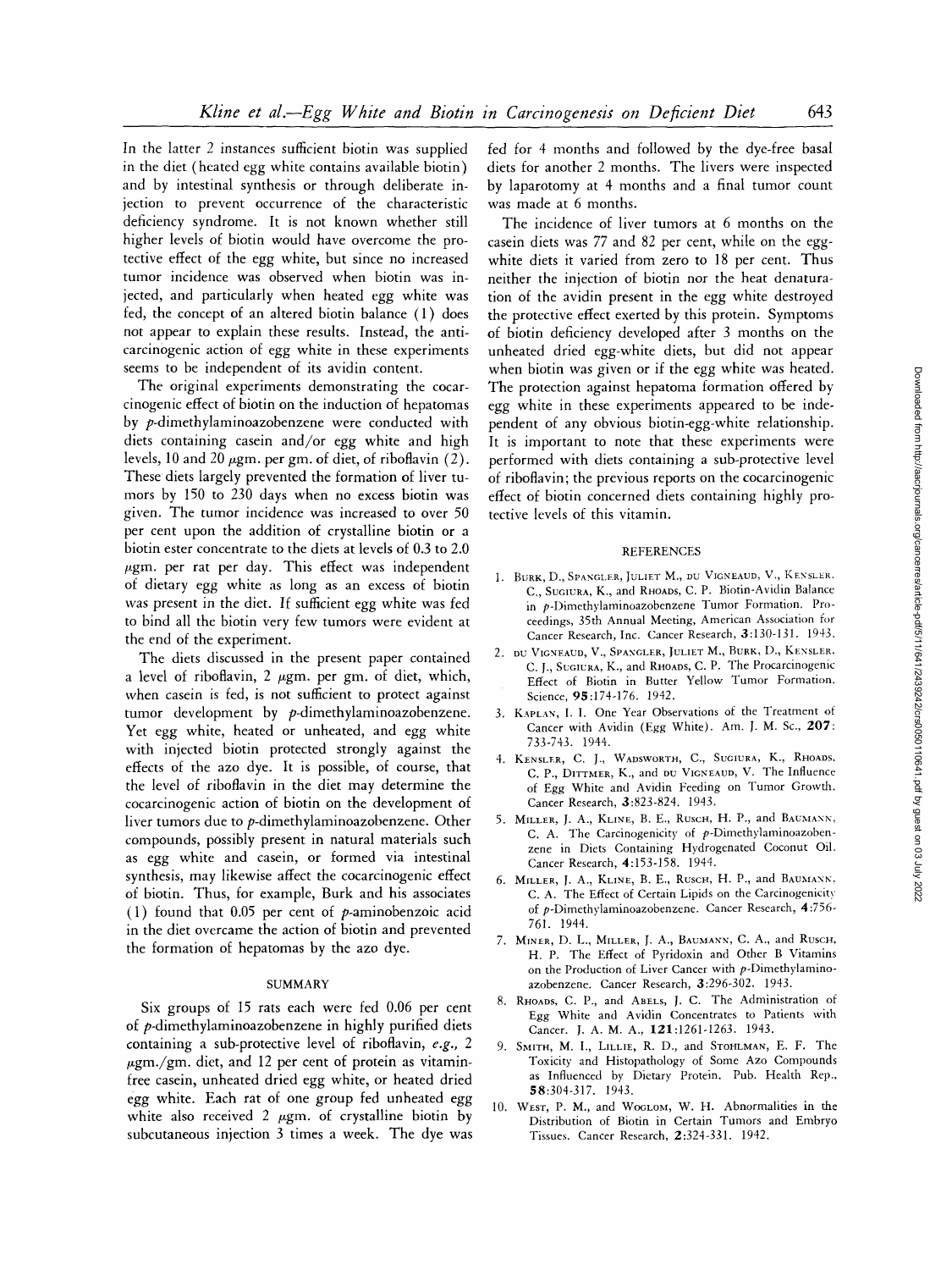In the latter 2 instances sufficient biotin was supplied in the diet (heated egg white contains available biotin) and by intestinal synthesis or through deliberate injection to prevent occurrence of the characteristic deficiency syndrome. It is not known whether still higher levels of biotin would have overcome the protective effect of the egg white, but since no increased tumor incidence was observed when biotin was injected, and particularly when heated egg white was fed, the concept of an altered biotin balance (1) does not appear to explain these results. Instead, the anticarcinogenic action of egg white in these experiments seems to be independent of its avidin content.

The original experiments demonstrating the cocarcinogenic effect of biotin on the induction of hepatomas by *p*-dimethylaminoazobenzene were conducted with diets containing casein and/or egg white and high levels, 10 and 20 μgm. per gm. of diet, of riboflavin (2). These diets largely prevented the formation of liver tumors by 150 to 230 days when no excess biotin was given. The tumor incidence was increased to over 50 per cent upon the addition of crystalline biotin or a biotin ester concentrate to the diets at levels of 0.3 to 2.0 μgm. per rat per day. This effect was independent of dietary egg white as long as an excess of biotin was present in the diet. If sufficient egg white was fed to bind all the biotin very few tumors were evident at the end of the experiment.

The diets discussed in the present paper contained a level of riboflavin, 2 μgm. per gm. of diet, which, when casein is fed, is not sufficient to protect against tumor development by *p*-dimethylaminoazobenzene. Yet egg white, heated or unheated, and egg white with injected biotin protected strongly against the effects of the azo dye. It is possible, of course, that the level of riboflavin in the diet may determine the cocarcinogenic action of biotin on the development of liver tumors due to *p*-dimethylaminoazobenzene. Other compounds, possibly present in natural materials such as egg white and casein, or formed via intestinal synthesis, may likewise affect the cocarcinogenic effect of biotin. Thus, for example, Burk and his associates (1) found that 0.05 per cent of *p*-aminobenzoic acid in the diet overcame the action of biotin and prevented the formation of hepatomas by the azo dye.

## SUMMARY

Six groups of 15 rats each were fed 0.06 per cent of *p*-dimethylaminoazobenzene in highly purified diets containing a sub-protective level of riboflavin, *e.g.*, 2 μgm./gm. diet, and 12 per cent of protein as vitamin-free casein, unheated dried egg white, or heated dried egg white. Each rat of one group fed unheated egg white also received 2 μgm. of crystalline biotin by subcutaneous injection 3 times a week. The dye was fed for 4 months and followed by the dye-free basal diets for another 2 months. The livers were inspected by laparotomy at 4 months and a final tumor count was made at 6 months.

The incidence of liver tumors at 6 months on the casein diets was 77 and 82 per cent, while on the egg-white diets it varied from zero to 18 per cent. Thus neither the injection of biotin nor the heat denaturation of the avidin present in the egg white destroyed the protective effect exerted by this protein. Symptoms of biotin deficiency developed after 3 months on the unheated dried egg-white diets, but did not appear when biotin was given or if the egg white was heated. The protection against hepatoma formation offered by egg white in these experiments appeared to be independent of any obvious biotin-egg-white relationship. It is important to note that these experiments were performed with diets containing a sub-protective level of riboflavin; the previous reports on the cocarcinogenic effect of biotin concerned diets containing highly protective levels of this vitamin.

## REFERENCES

1. Burk, D., Spangler, Juliet M., du Vigneaud, V., Kensler, C., Sugiura, K., and Rhoads, C. P. Biotin-Avidin Balance in *p*-Dimethylaminoazobenzene Tumor Formation. Proceedings, 35th Annual Meeting, American Association for Cancer Research, Inc. Cancer Research, **3**:130-131. 1943.
2. du Vigneaud, V., Spangler, Juliet M., Burk, D., Kensler, C. J., Sugiura, K., and Rhoads, C. P. The Procarcinogenic Effect of Biotin in Butter Yellow Tumor Formation. Science, **95**:174-176. 1942.
3. Kaplan, I. I. One Year Observations of the Treatment of Cancer with Avidin (Egg White). Am. J. M. Sc., **207**: 733-743. 1944.
4. Kensler, C. J., Wadsworth, C., Sugiura, K., Rhoads, C. P., Dittmer, K., and du Vigneaud, V. The Influence of Egg White and Avidin Feeding on Tumor Growth. Cancer Research, **3**:823-824. 1943.
5. Miller, J. A., Kline, B. E., Rusch, H. P., and Baumann, C. A. The Carcinogenicity of *p*-Dimethylaminoazobenzene in Diets Containing Hydrogenated Coconut Oil. Cancer Research, **4**:153-158. 1944.
6. Miller, J. A., Kline, B. E., Rusch, H. P., and Baumann, C. A. The Effect of Certain Lipids on the Carcinogenicity of *p*-Dimethylaminoazobenzene. Cancer Research, **4**:756-761. 1944.
7. Miner, D. L., Miller, J. A., Baumann, C. A., and Rusch, H. P. The Effect of Pyridoxin and Other B Vitamins on the Production of Liver Cancer with *p*-Dimethylaminoazobenzene. Cancer Research, **3**:296-302. 1943.
8. Rhoads, C. P., and Abels, J. C. The Administration of Egg White and Avidin Concentrates to Patients with Cancer. J. A. M. A., **121**:1261-1263. 1943.
9. Smith, M. I., Lillie, R. D., and Stohlman, E. F. The Toxicity and Histopathology of Some Azo Compounds as Influenced by Dietary Protein. Pub. Health Rep., **58**:304-317. 1943.
10. West, P. M., and Woglom, W. H. Abnormalities in the Distribution of Biotin in Certain Tumors and Embryo Tissues. Cancer Research, **2**:324-331. 1942.